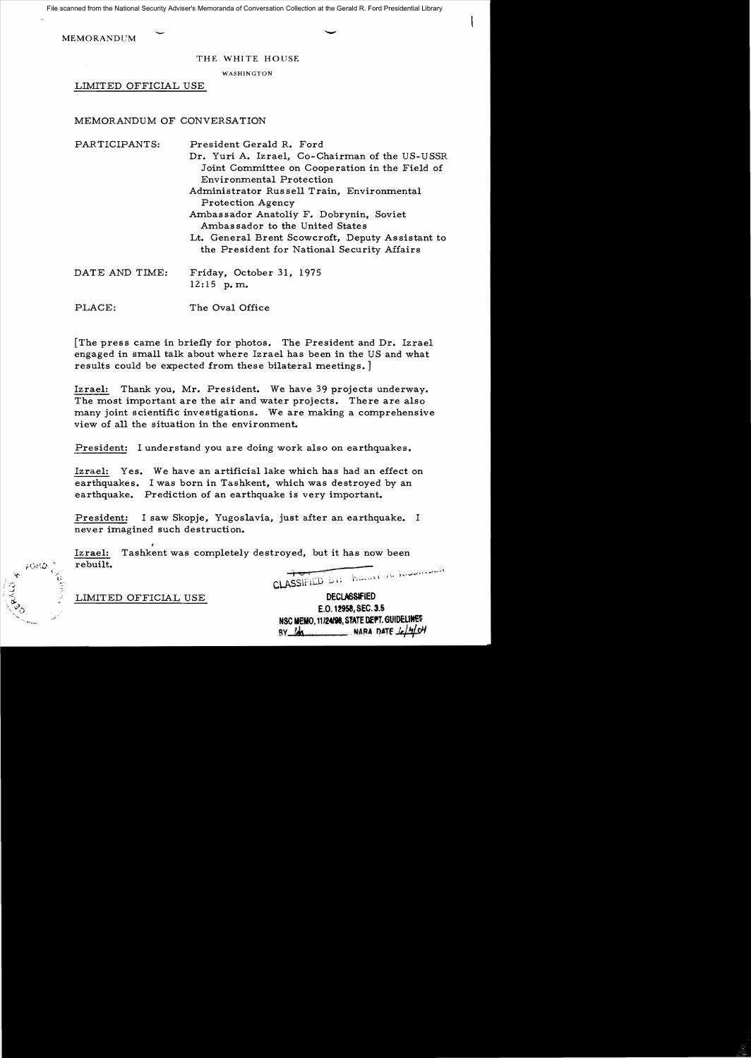File scanned from the National Security Adviser's Memoranda of Conversation Collection at the Gerald R. Ford Presidential Library

MEMORANDUM

THE WHITE HOUSE

WASHINGTON

LIMITED OFFICIAL USE

MEMORANDUM OF CONVERSATION

PARTICIPANTS: President Gerald R. Ford
Dr. Yuri A. Izrael, Co-Chairman of the US-USSR Joint Committee on Cooperation in the Field of Environmental Protection
Administrator Russell Train, Environmental Protection Agency
Ambassador Anatoliy F. Dobrynin, Soviet Ambassador to the United States
Lt. General Brent Scowcroft, Deputy Assistant to the President for National Security Affairs

DATE AND TIME: Friday, October 31, 1975
12:15 p.m.

PLACE: The Oval Office

[The press came in briefly for photos. The President and Dr. Izrael engaged in small talk about where Izrael has been in the US and what results could be expected from these bilateral meetings.]

Izrael: Thank you, Mr. President. We have 39 projects underway. The most important are the air and water projects. There are also many joint scientific investigations. We are making a comprehensive view of all the situation in the environment.

President: I understand you are doing work also on earthquakes.

Izrael: Yes. We have an artificial lake which has had an effect on earthquakes. I was born in Tashkent, which was destroyed by an earthquake. Prediction of an earthquake is very important.

President: I saw Skopje, Yugoslavia, just after an earthquake. I never imagined such destruction.

Izrael: Tashkent was completely destroyed, but it has now been rebuilt.

LIMITED OFFICIAL USE

DECLASSIFIED
E.O. 12958, SEC. 3.5
NSC MEMO, 11/24/98, STATE DEPT. GUIDELINES
BY ___ NARA DATE ___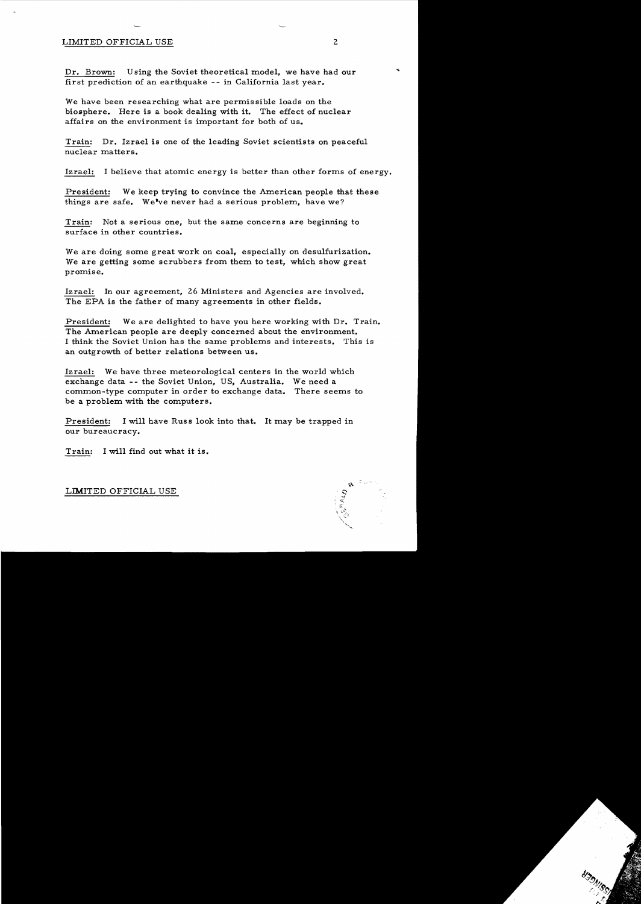LIMITED OFFICIAL USE

Dr. Brown: Using the Soviet theoretical model, we have had our first prediction of an earthquake -- in California last year.

We have been researching what are permissible loads on the biosphere. Here is a book dealing with it. The effect of nuclear affairs on the environment is important for both of us.

Train: Dr. Izrael is one of the leading Soviet scientists on peaceful nuclear matters.

Izrael: I believe that atomic energy is better than other forms of energy.

President: We keep trying to convince the American people that these things are safe. We've never had a serious problem, have we?

Train: Not a serious one, but the same concerns are beginning to surface in other countries.

We are doing some great work on coal, especially on desulfurization. We are getting some scrubbers from them to test, which show great promise.

Izrael: In our agreement, 26 Ministers and Agencies are involved. The EPA is the father of many agreements in other fields.

President: We are delighted to have you here working with Dr. Train. The American people are deeply concerned about the environment. I think the Soviet Union has the same problems and interests. This is an outgrowth of better relations between us.

Izrael: We have three meteorological centers in the world which exchange data -- the Soviet Union, US, Australia. We need a common-type computer in order to exchange data. There seems to be a problem with the computers.

President: I will have Russ look into that. It may be trapped in our bureaucracy.

Train: I will find out what it is.

LIMITED OFFICIAL USE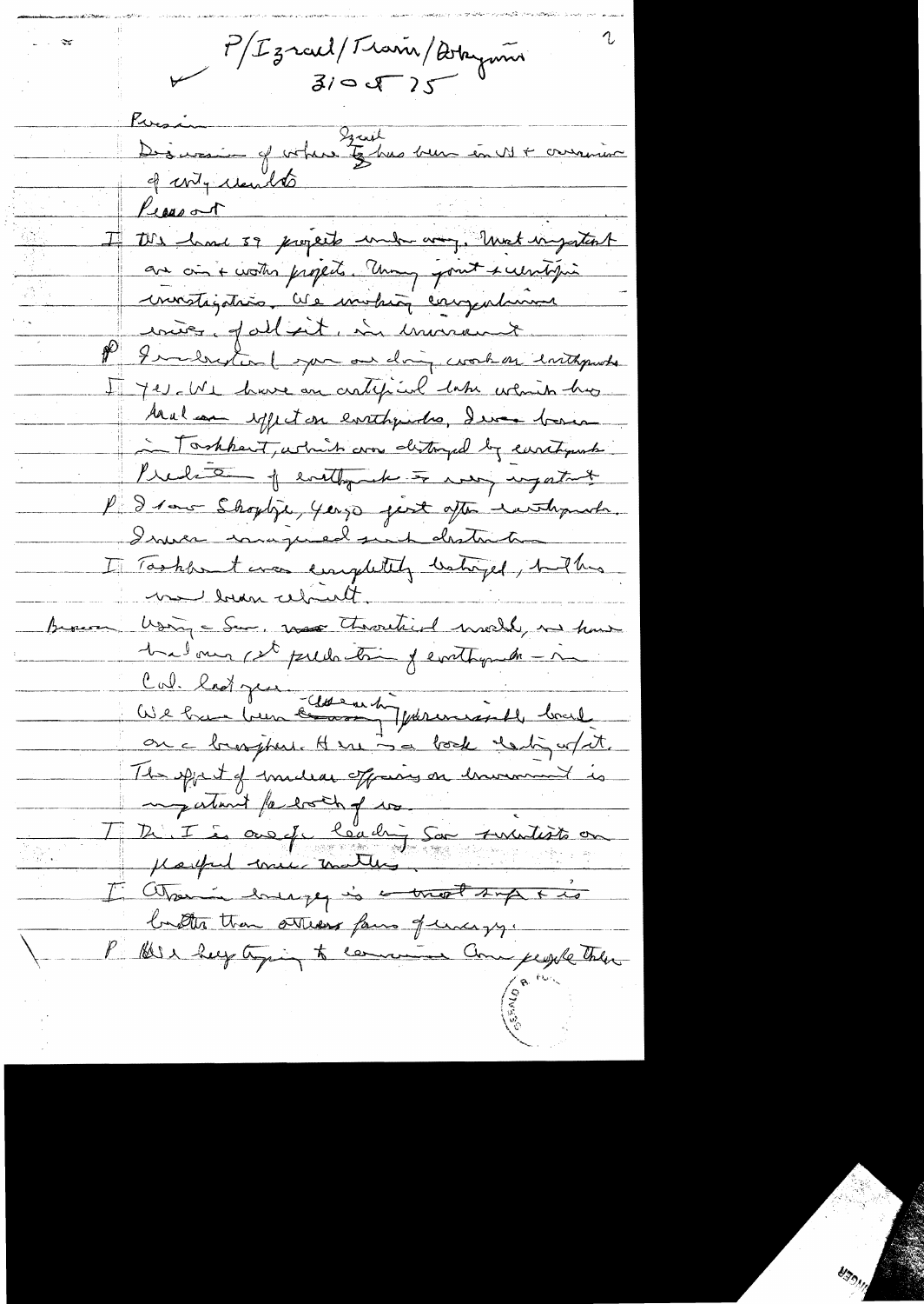P/Izrael/Train/Rokogumin
31 Oct 75

Russian

Discussion of where Izrael has been in US & occurrence of city[?] visits

Pleasant

I We have 39 projects under way. Most important are air & water projects. Many joint scientific investigations. We making congratulations[?] [?] of all sit. in environment

P I understand you are doing work on earthquakes

I Yes. We have an artificial lake which has had an effect on earthquakes. I was born in Tashkent, which was destroyed by earthquake. Prediction of earthquake is very important

P I know Skoplje, Yugo just after earthquake. I never imagined such destruction

I Tashkent was completely destroyed, but has now been rebuilt.

Brown Using a Sov. new theoretical model, we have had our 1st prediction of earthquake – in Cal. last year.

We have been closely[?] [?] [?] on a biosphere. Here is a book dealing w/it. The effect of nuclear affairs on environment is important for both of us.

I Dr. I is one of leading Sov scientists on peaceful nuc. matters.

I Atomic energy is most safe & is better than others forms of energy.

P We keep trying to convince our people that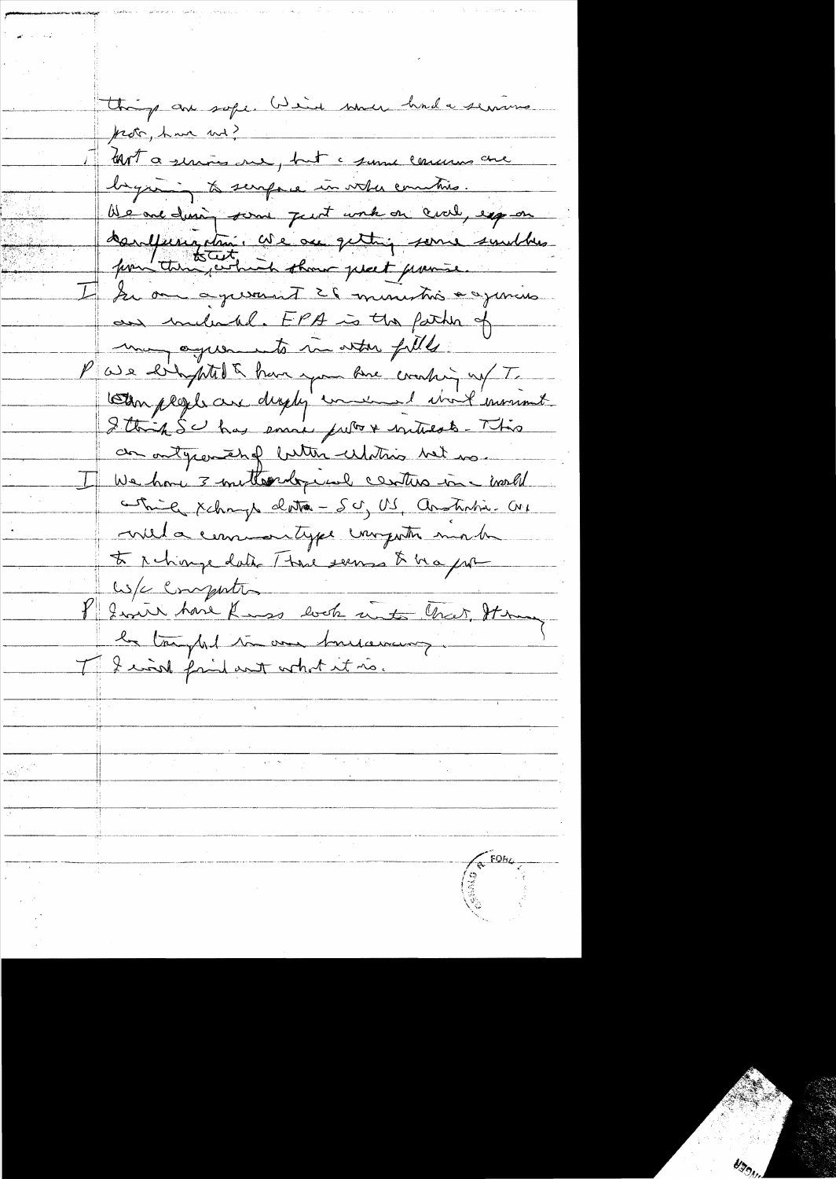things are safe. We'd never had a serious prob, have we?

I Not a serious one, but some concerns are beginning to surface in other countries. We are doing some joint work on coal, esp on desulfurization. We are getting some studies from them, which show great promise.

I So our agreement 26 ministries & agencies are involved. EPA is the father of many agreements in other fields.

P We delighted to have you here working w/ T. Both people are deeply concerned about environment. I think SU has some perts + interests. This an outgrowth of better relations bet us.

I We have 3 meteorological centers in world which exchange data – SU, US, Australia. We need a common type computer in order to exchange data. There seems to be a prob w/ computers.

P I will have Russ look into that. It may be tangled in our bureaucracy.

T I will find out what it is.